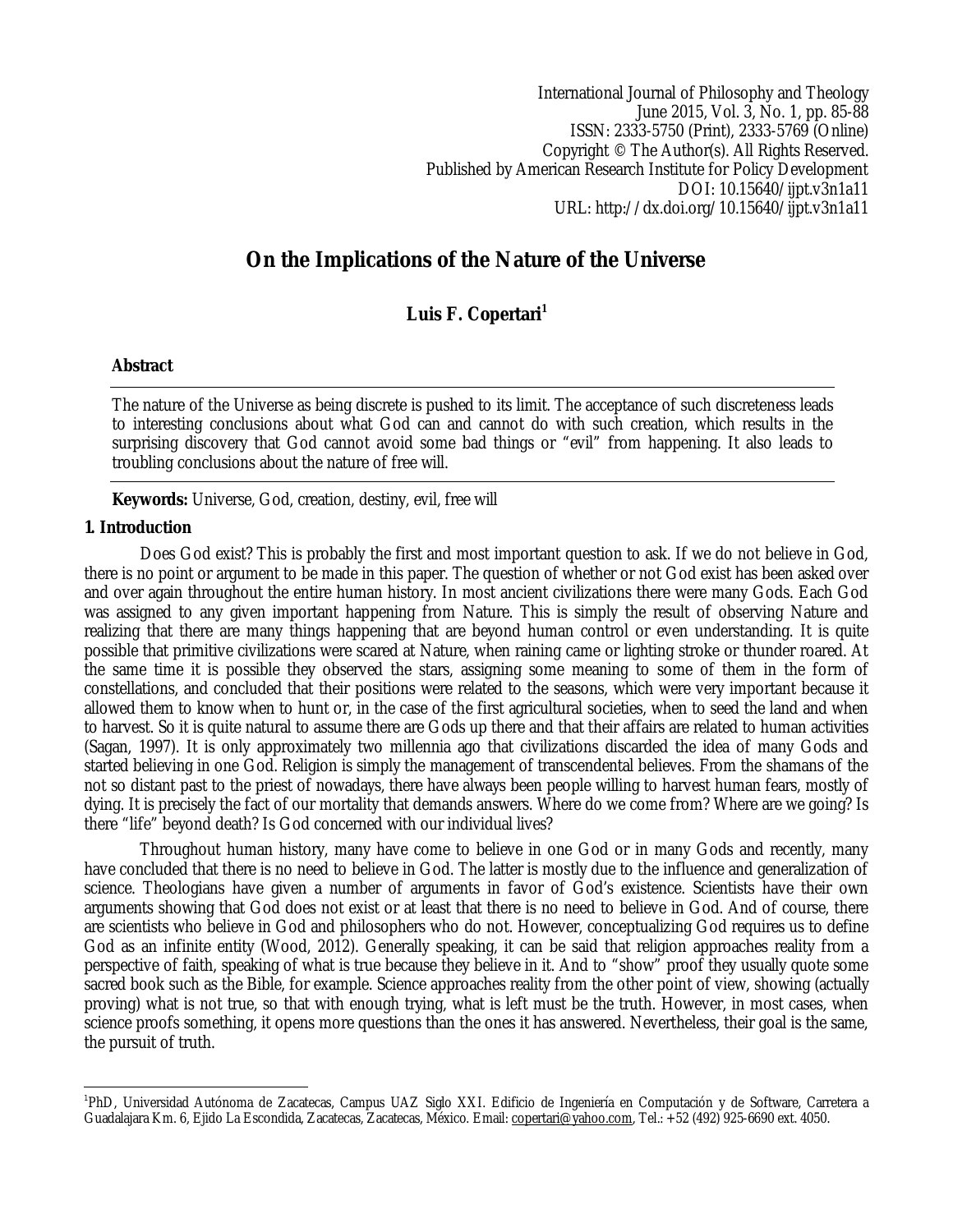# On the Implications of the Nature of the Universe

**Luis F. Copertari**[1]

**Abstract**

The nature of the Universe as being discrete is pushed to its limit. The acceptance of such discreteness leads to interesting conclusions about what God can and cannot do with such creation, which results in the surprising discovery that God cannot avoid some bad things or "evil" from happening. It also leads to troubling conclusions about the nature of free will.

**Keywords:** Universe, God, creation, destiny, evil, free will

## 1. Introduction

Does God exist? This is probably the first and most important question to ask. If we do not believe in God, there is no point or argument to be made in this paper. The question of whether or not God exist has been asked over and over again throughout the entire human history. In most ancient civilizations there were many Gods. Each God was assigned to any given important happening from Nature. This is simply the result of observing Nature and realizing that there are many things happening that are beyond human control or even understanding. It is quite possible that primitive civilizations were scared at Nature, when raining came or lighting stroke or thunder roared. At the same time it is possible they observed the stars, assigning some meaning to some of them in the form of constellations, and concluded that their positions were related to the seasons, which were very important because it allowed them to know when to hunt or, in the case of the first agricultural societies, when to seed the land and when to harvest. So it is quite natural to assume there are Gods up there and that their affairs are related to human activities (Sagan, 1997). It is only approximately two millennia ago that civilizations discarded the idea of many Gods and started believing in one God. Religion is simply the management of transcendental believes. From the shamans of the not so distant past to the priest of nowadays, there have always been people willing to harvest human fears, mostly of dying. It is precisely the fact of our mortality that demands answers. Where do we come from? Where are we going? Is there "life" beyond death? Is God concerned with our individual lives?

Throughout human history, many have come to believe in one God or in many Gods and recently, many have concluded that there is no need to believe in God. The latter is mostly due to the influence and generalization of science. Theologians have given a number of arguments in favor of God's existence. Scientists have their own arguments showing that God does not exist or at least that there is no need to believe in God. And of course, there are scientists who believe in God and philosophers who do not. However, conceptualizing God requires us to define God as an infinite entity (Wood, 2012). Generally speaking, it can be said that religion approaches reality from a perspective of faith, speaking of what is true because they believe in it. And to "show" proof they usually quote some sacred book such as the Bible, for example. Science approaches reality from the other point of view, showing (actually proving) what is not true, so that with enough trying, what is left must be the truth. However, in most cases, when science proofs something, it opens more questions than the ones it has answered. Nevertheless, their goal is the same, the pursuit of truth.

---

[1]PhD, Universidad Autónoma de Zacatecas, Campus UAZ Siglo XXI. Edificio de Ingeniería en Computación y de Software, Carretera a Guadalajara Km. 6, Ejido La Escondida, Zacatecas, Zacatecas, México. Email: copertari@yahoo.com, Tel.: +52 (492) 925-6690 ext. 4050.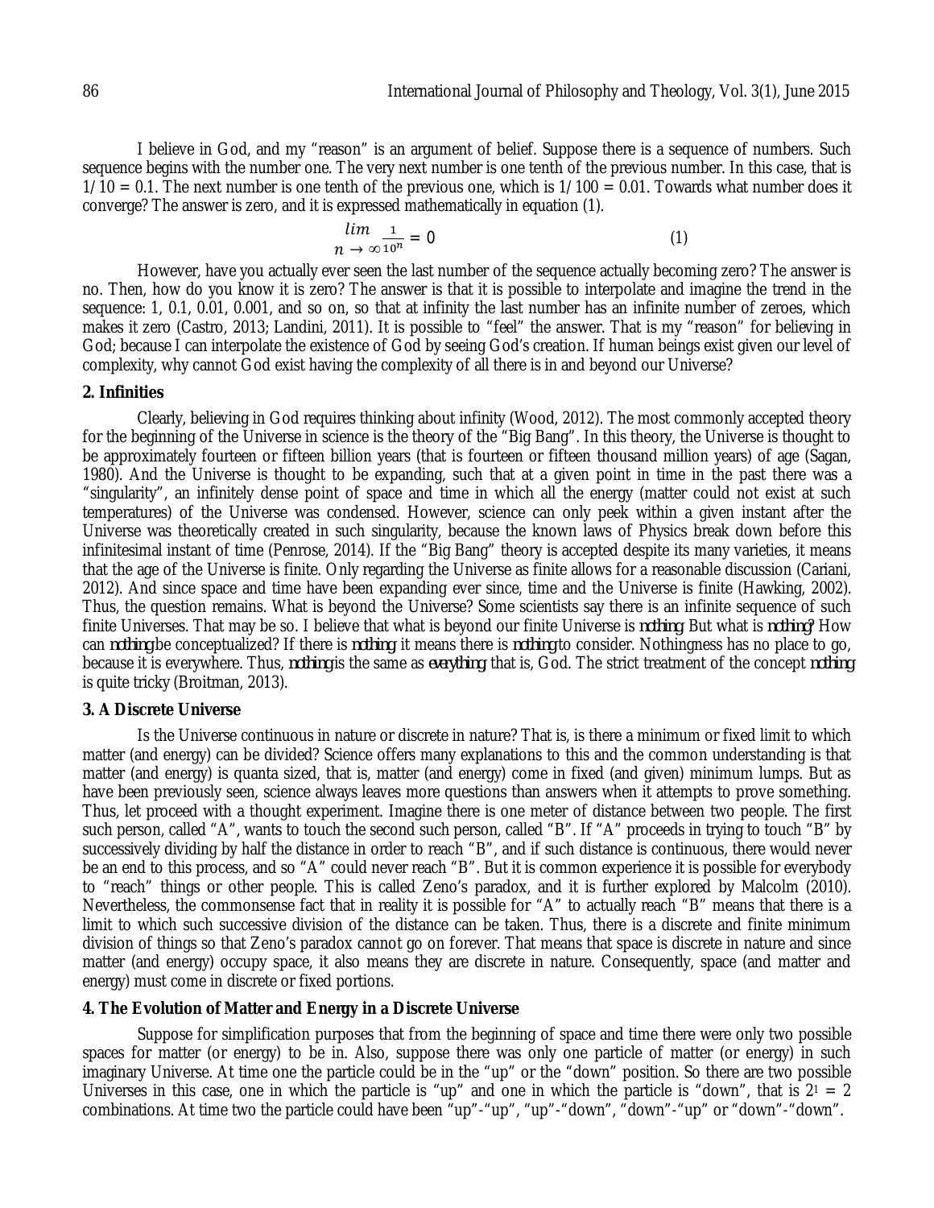I believe in God, and my "reason" is an argument of belief. Suppose there is a sequence of numbers. Such sequence begins with the number one. The very next number is one tenth of the previous number. In this case, that is $1/10 = 0.1$. The next number is one tenth of the previous one, which is $1/100 = 0.01$. Towards what number does it converge? The answer is zero, and it is expressed mathematically in equation (1).

$$\lim_{n \to \infty} \frac{1}{10^n} = 0 \tag{1}$$

However, have you actually ever seen the last number of the sequence actually becoming zero? The answer is no. Then, how do you know it is zero? The answer is that it is possible to interpolate and imagine the trend in the sequence: 1, 0.1, 0.01, 0.001, and so on, so that at infinity the last number has an infinite number of zeroes, which makes it zero (Castro, 2013; Landini, 2011). It is possible to "feel" the answer. That is my "reason" for believing in God; because I can interpolate the existence of God by seeing God's creation. If human beings exist given our level of complexity, why cannot God exist having the complexity of all there is in and beyond our Universe?

## 2. Infinities

Clearly, believing in God requires thinking about infinity (Wood, 2012). The most commonly accepted theory for the beginning of the Universe in science is the theory of the "Big Bang". In this theory, the Universe is thought to be approximately fourteen or fifteen billion years (that is fourteen or fifteen thousand million years) of age (Sagan, 1980). And the Universe is thought to be expanding, such that at a given point in time in the past there was a "singularity", an infinitely dense point of space and time in which all the energy (matter could not exist at such temperatures) of the Universe was condensed. However, science can only peek within a given instant after the Universe was theoretically created in such singularity, because the known laws of Physics break down before this infinitesimal instant of time (Penrose, 2014). If the "Big Bang" theory is accepted despite its many varieties, it means that the age of the Universe is finite. Only regarding the Universe as finite allows for a reasonable discussion (Cariani, 2012). And since space and time have been expanding ever since, time and the Universe is finite (Hawking, 2002). Thus, the question remains. What is beyond the Universe? Some scientists say there is an infinite sequence of such finite Universes. That may be so. I believe that what is beyond our finite Universe is *nothing*. But what is *nothing*? How can *nothing* be conceptualized? If there is *nothing* it means there is *nothing* to consider. Nothingness has no place to go, because it is everywhere. Thus, *nothing* is the same as *everything*, that is, God. The strict treatment of the concept *nothing* is quite tricky (Broitman, 2013).

## 3. A Discrete Universe

Is the Universe continuous in nature or discrete in nature? That is, is there a minimum or fixed limit to which matter (and energy) can be divided? Science offers many explanations to this and the common understanding is that matter (and energy) is quanta sized, that is, matter (and energy) come in fixed (and given) minimum lumps. But as have been previously seen, science always leaves more questions than answers when it attempts to prove something. Thus, let proceed with a thought experiment. Imagine there is one meter of distance between two people. The first such person, called "A", wants to touch the second such person, called "B". If "A" proceeds in trying to touch "B" by successively dividing by half the distance in order to reach "B", and if such distance is continuous, there would never be an end to this process, and so "A" could never reach "B". But it is common experience it is possible for everybody to "reach" things or other people. This is called Zeno's paradox, and it is further explored by Malcolm (2010). Nevertheless, the commonsense fact that in reality it is possible for "A" to actually reach "B" means that there is a limit to which such successive division of the distance can be taken. Thus, there is a discrete and finite minimum division of things so that Zeno's paradox cannot go on forever. That means that space is discrete in nature and since matter (and energy) occupy space, it also means they are discrete in nature. Consequently, space (and matter and energy) must come in discrete or fixed portions.

## 4. The Evolution of Matter and Energy in a Discrete Universe

Suppose for simplification purposes that from the beginning of space and time there were only two possible spaces for matter (or energy) to be in. Also, suppose there was only one particle of matter (or energy) in such imaginary Universe. At time one the particle could be in the "up" or the "down" position. So there are two possible Universes in this case, one in which the particle is "up" and one in which the particle is "down", that is $2^1 = 2$ combinations. At time two the particle could have been "up"-"up", "up"-"down", "down"-"up" or "down"-"down".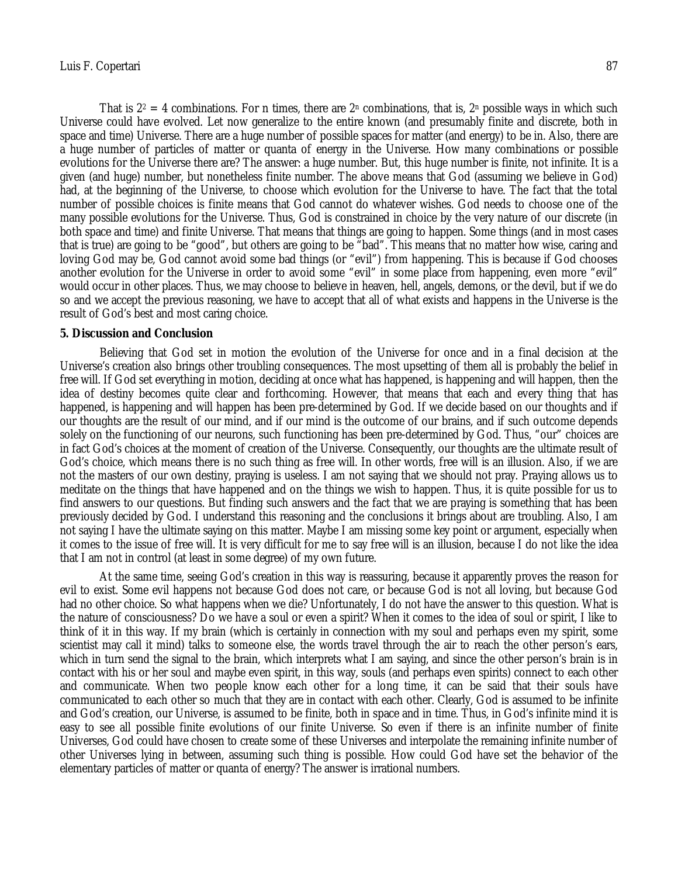That is $2^2 = 4$ combinations. For n times, there are $2^n$ combinations, that is, $2^n$ possible ways in which such Universe could have evolved. Let now generalize to the entire known (and presumably finite and discrete, both in space and time) Universe. There are a huge number of possible spaces for matter (and energy) to be in. Also, there are a huge number of particles of matter or quanta of energy in the Universe. How many combinations or possible evolutions for the Universe there are? The answer: a huge number. But, this huge number is finite, not infinite. It is a given (and huge) number, but nonetheless finite number. The above means that God (assuming we believe in God) had, at the beginning of the Universe, to choose which evolution for the Universe to have. The fact that the total number of possible choices is finite means that God cannot do whatever wishes. God needs to choose one of the many possible evolutions for the Universe. Thus, God is constrained in choice by the very nature of our discrete (in both space and time) and finite Universe. That means that things are going to happen. Some things (and in most cases that is true) are going to be "good", but others are going to be "bad". This means that no matter how wise, caring and loving God may be, God cannot avoid some bad things (or "evil") from happening. This is because if God chooses another evolution for the Universe in order to avoid some "evil" in some place from happening, even more "evil" would occur in other places. Thus, we may choose to believe in heaven, hell, angels, demons, or the devil, but if we do so and we accept the previous reasoning, we have to accept that all of what exists and happens in the Universe is the result of God's best and most caring choice.

## 5. Discussion and Conclusion

Believing that God set in motion the evolution of the Universe for once and in a final decision at the Universe's creation also brings other troubling consequences. The most upsetting of them all is probably the belief in free will. If God set everything in motion, deciding at once what has happened, is happening and will happen, then the idea of destiny becomes quite clear and forthcoming. However, that means that each and every thing that has happened, is happening and will happen has been pre-determined by God. If we decide based on our thoughts and if our thoughts are the result of our mind, and if our mind is the outcome of our brains, and if such outcome depends solely on the functioning of our neurons, such functioning has been pre-determined by God. Thus, "our" choices are in fact God's choices at the moment of creation of the Universe. Consequently, our thoughts are the ultimate result of God's choice, which means there is no such thing as free will. In other words, free will is an illusion. Also, if we are not the masters of our own destiny, praying is useless. I am not saying that we should not pray. Praying allows us to meditate on the things that have happened and on the things we wish to happen. Thus, it is quite possible for us to find answers to our questions. But finding such answers and the fact that we are praying is something that has been previously decided by God. I understand this reasoning and the conclusions it brings about are troubling. Also, I am not saying I have the ultimate saying on this matter. Maybe I am missing some key point or argument, especially when it comes to the issue of free will. It is very difficult for me to say free will is an illusion, because I do not like the idea that I am not in control (at least in some degree) of my own future.

At the same time, seeing God's creation in this way is reassuring, because it apparently proves the reason for evil to exist. Some evil happens not because God does not care, or because God is not all loving, but because God had no other choice. So what happens when we die? Unfortunately, I do not have the answer to this question. What is the nature of consciousness? Do we have a soul or even a spirit? When it comes to the idea of soul or spirit, I like to think of it in this way. If my brain (which is certainly in connection with my soul and perhaps even my spirit, some scientist may call it mind) talks to someone else, the words travel through the air to reach the other person's ears, which in turn send the signal to the brain, which interprets what I am saying, and since the other person's brain is in contact with his or her soul and maybe even spirit, in this way, souls (and perhaps even spirits) connect to each other and communicate. When two people know each other for a long time, it can be said that their souls have communicated to each other so much that they are in contact with each other. Clearly, God is assumed to be infinite and God's creation, our Universe, is assumed to be finite, both in space and in time. Thus, in God's infinite mind it is easy to see all possible finite evolutions of our finite Universe. So even if there is an infinite number of finite Universes, God could have chosen to create some of these Universes and interpolate the remaining infinite number of other Universes lying in between, assuming such thing is possible. How could God have set the behavior of the elementary particles of matter or quanta of energy? The answer is irrational numbers.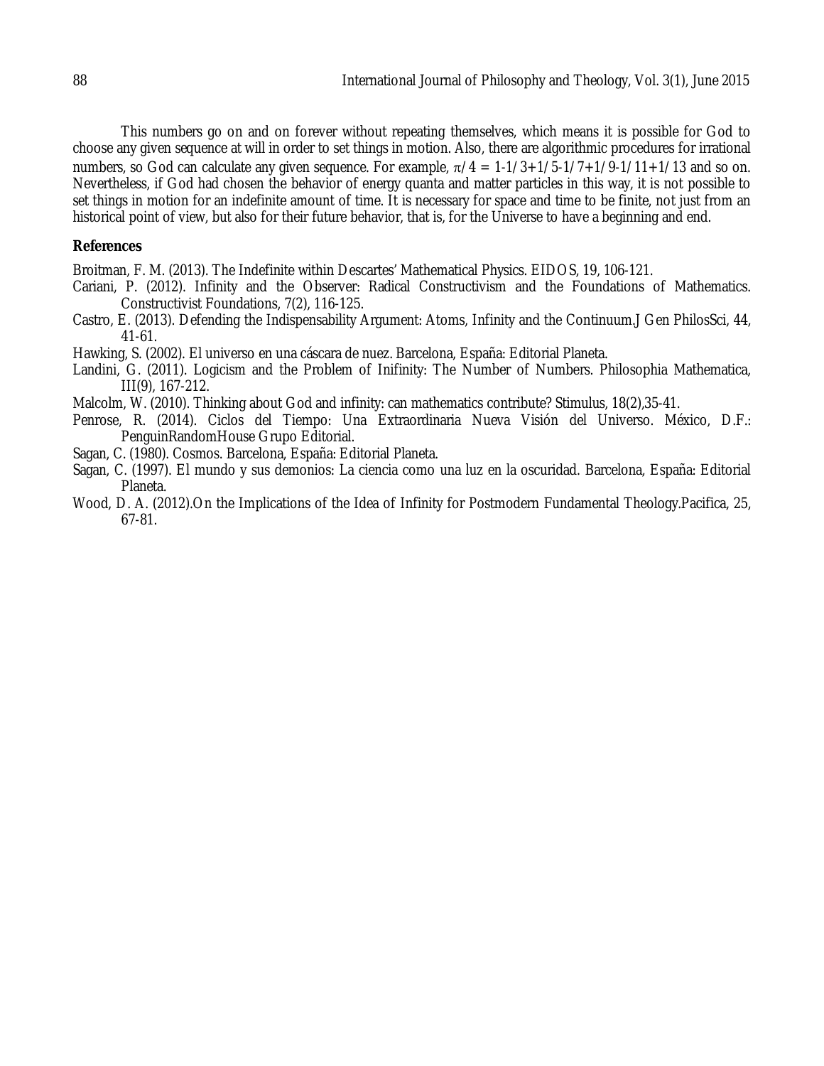This numbers go on and on forever without repeating themselves, which means it is possible for God to choose any given sequence at will in order to set things in motion. Also, there are algorithmic procedures for irrational numbers, so God can calculate any given sequence. For example, $\pi/4 = 1-1/3+1/5-1/7+1/9-1/11+1/13$ and so on. Nevertheless, if God had chosen the behavior of energy quanta and matter particles in this way, it is not possible to set things in motion for an indefinite amount of time. It is necessary for space and time to be finite, not just from an historical point of view, but also for their future behavior, that is, for the Universe to have a beginning and end.

## References

Broitman, F. M. (2013). The Indefinite within Descartes' Mathematical Physics. EIDOS, 19, 106-121.

Cariani, P. (2012). Infinity and the Observer: Radical Constructivism and the Foundations of Mathematics. Constructivist Foundations, 7(2), 116-125.

Castro, E. (2013). Defending the Indispensability Argument: Atoms, Infinity and the Continuum.J Gen PhilosSci, 44, 41-61.

Hawking, S. (2002). El universo en una cáscara de nuez. Barcelona, España: Editorial Planeta.

Landini, G. (2011). Logicism and the Problem of Inifinity: The Number of Numbers. Philosophia Mathematica, III(9), 167-212.

Malcolm, W. (2010). Thinking about God and infinity: can mathematics contribute? Stimulus, 18(2),35-41.

Penrose, R. (2014). Ciclos del Tiempo: Una Extraordinaria Nueva Visión del Universo. México, D.F.: PenguinRandomHouse Grupo Editorial.

Sagan, C. (1980). Cosmos. Barcelona, España: Editorial Planeta.

Sagan, C. (1997). El mundo y sus demonios: La ciencia como una luz en la oscuridad. Barcelona, España: Editorial Planeta.

Wood, D. A. (2012).On the Implications of the Idea of Infinity for Postmodern Fundamental Theology.Pacifica, 25, 67-81.